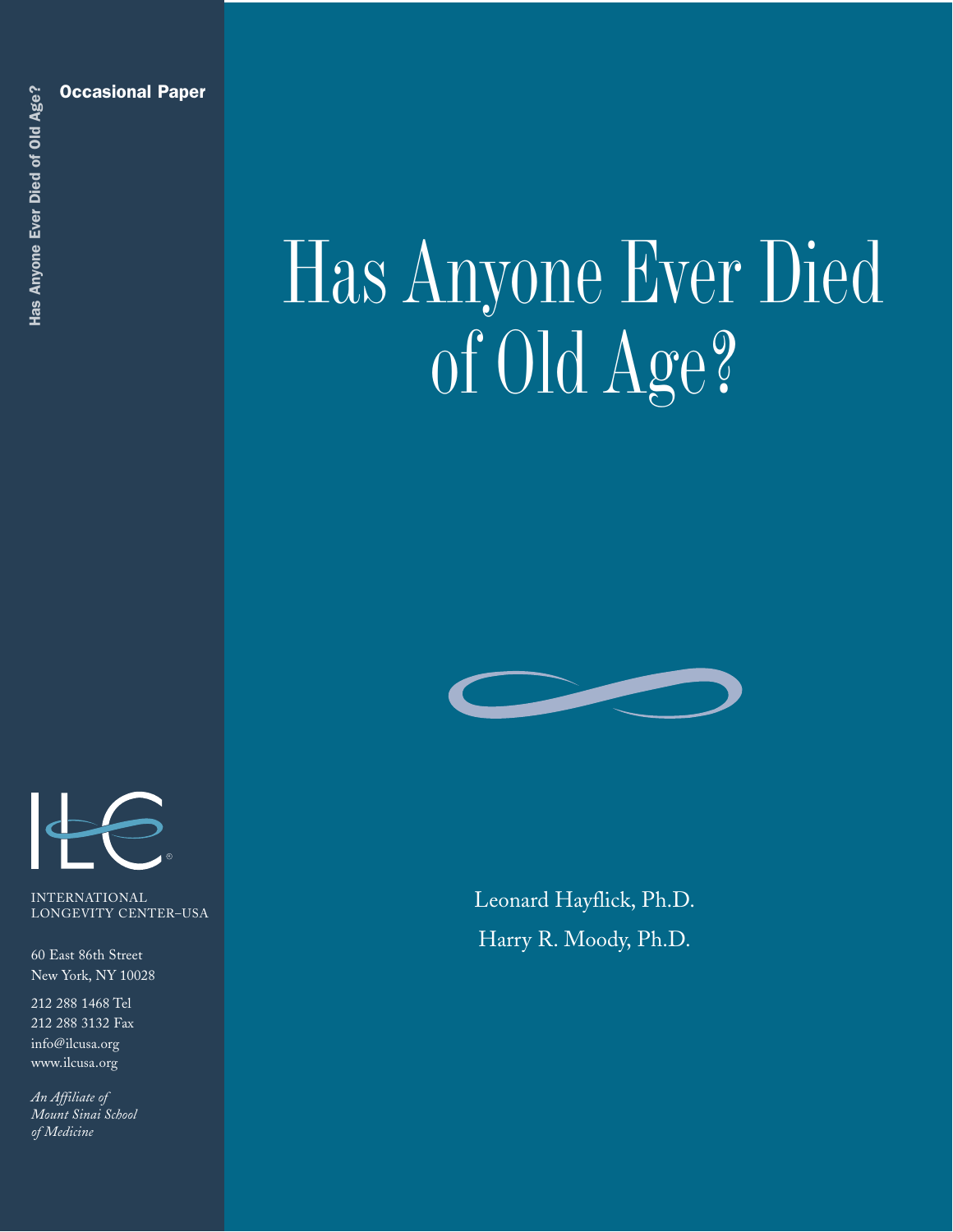Occasional Paper

# Has Anyone Ever Died of Old Age?

Leonard Hayflick, Ph.D.

Harry R. Moody, Ph.D.

INTERNATIONAL LONGEVITY CENTER–USA

60 East 86th Street
New York, NY 10028

212 288 1468 Tel
212 288 3132 Fax
info@ilcusa.org
www.ilcusa.org

*An Affiliate of Mount Sinai School of Medicine*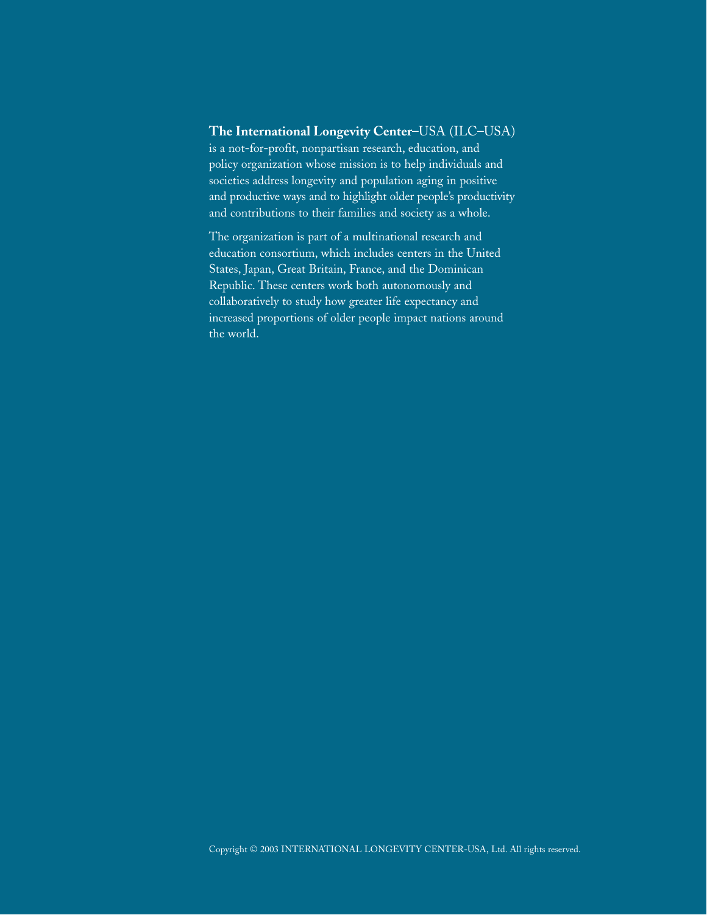**The International Longevity Center**–USA (ILC–USA) is a not-for-profit, nonpartisan research, education, and policy organization whose mission is to help individuals and societies address longevity and population aging in positive and productive ways and to highlight older people's productivity and contributions to their families and society as a whole.

The organization is part of a multinational research and education consortium, which includes centers in the United States, Japan, Great Britain, France, and the Dominican Republic. These centers work both autonomously and collaboratively to study how greater life expectancy and increased proportions of older people impact nations around the world.

Copyright © 2003 INTERNATIONAL LONGEVITY CENTER-USA, Ltd. All rights reserved.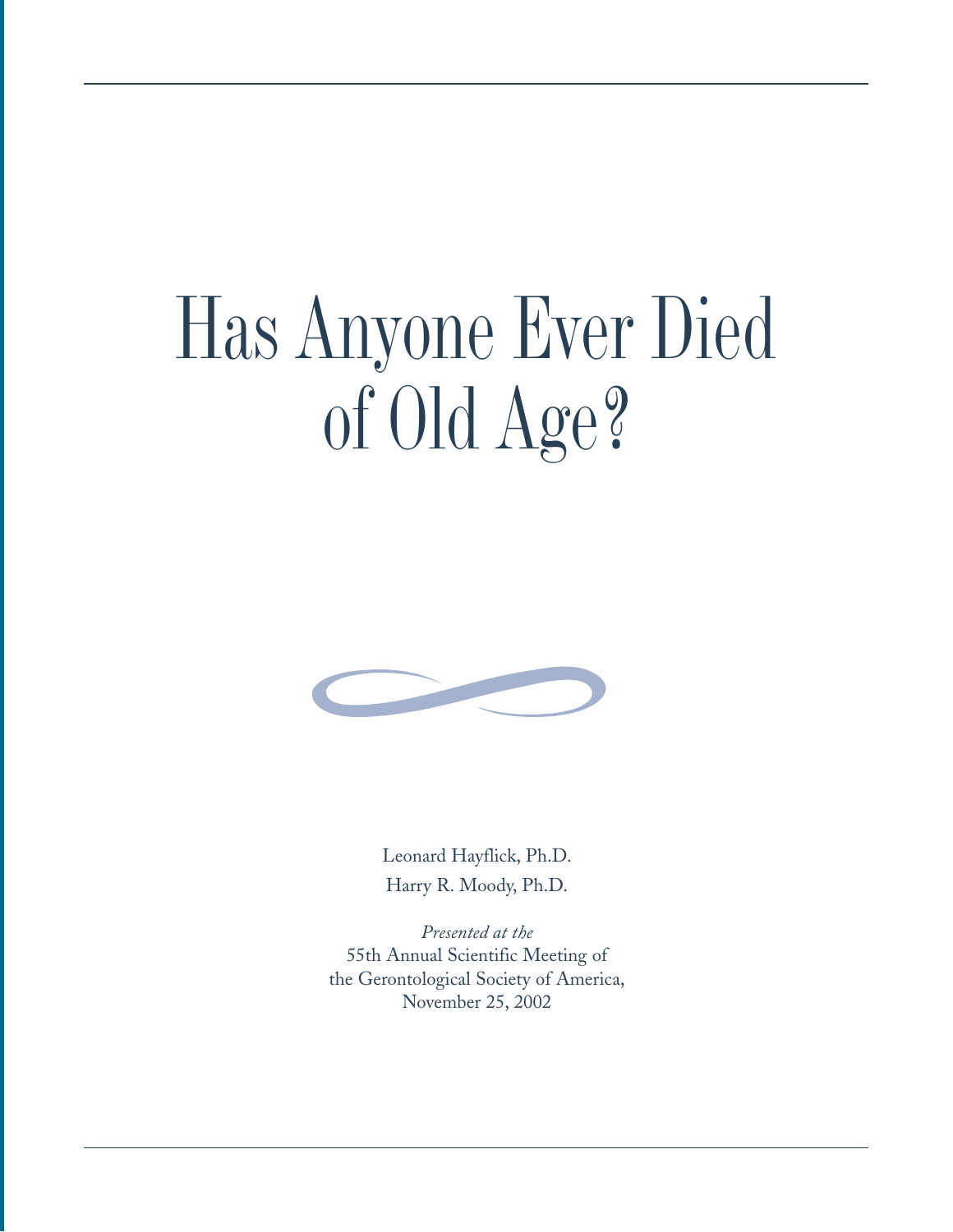# Has Anyone Ever Died of Old Age?

Leonard Hayflick, Ph.D.

Harry R. Moody, Ph.D.

*Presented at the*
55th Annual Scientific Meeting of
the Gerontological Society of America,
November 25, 2002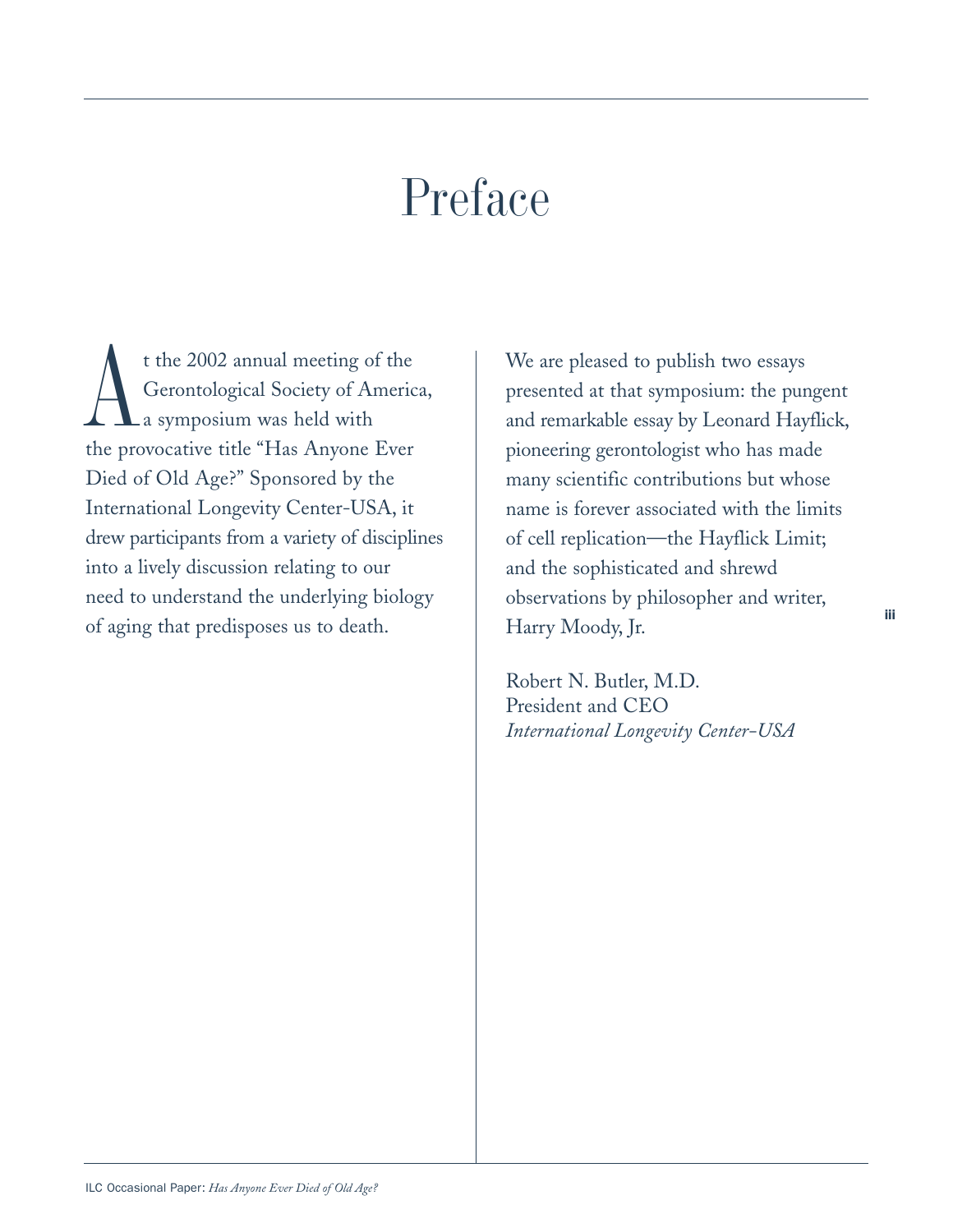# Preface

At the 2002 annual meeting of the Gerontological Society of America, a symposium was held with the provocative title "Has Anyone Ever Died of Old Age?" Sponsored by the International Longevity Center-USA, it drew participants from a variety of disciplines into a lively discussion relating to our need to understand the underlying biology of aging that predisposes us to death.

We are pleased to publish two essays presented at that symposium: the pungent and remarkable essay by Leonard Hayflick, pioneering gerontologist who has made many scientific contributions but whose name is forever associated with the limits of cell replication—the Hayflick Limit; and the sophisticated and shrewd observations by philosopher and writer, Harry Moody, Jr.

Robert N. Butler, M.D.
President and CEO
*International Longevity Center-USA*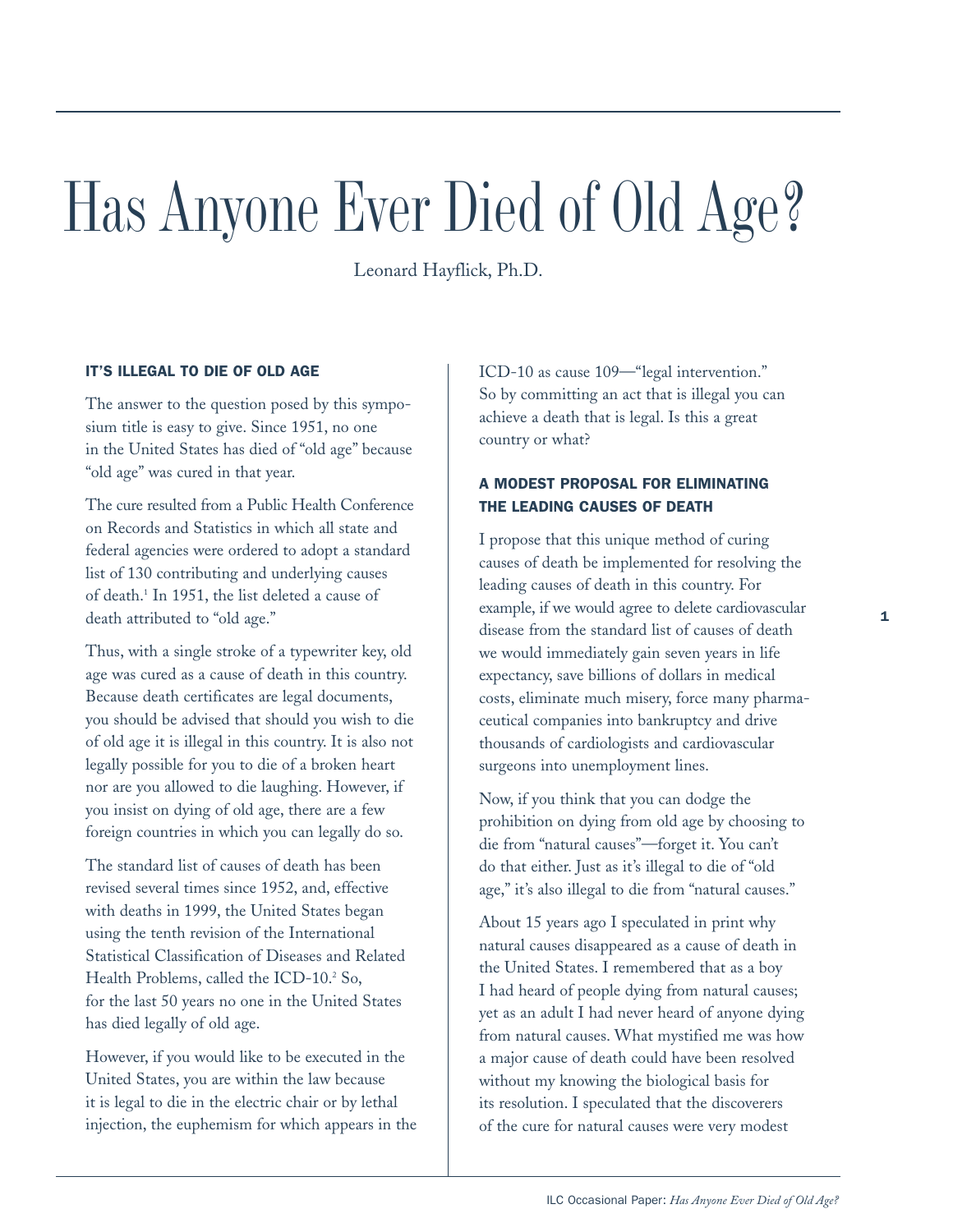# Has Anyone Ever Died of Old Age?

Leonard Hayflick, Ph.D.

### IT'S ILLEGAL TO DIE OF OLD AGE

The answer to the question posed by this symposium title is easy to give. Since 1951, no one in the United States has died of "old age" because "old age" was cured in that year.

The cure resulted from a Public Health Conference on Records and Statistics in which all state and federal agencies were ordered to adopt a standard list of 130 contributing and underlying causes of death.[1] In 1951, the list deleted a cause of death attributed to "old age."

Thus, with a single stroke of a typewriter key, old age was cured as a cause of death in this country. Because death certificates are legal documents, you should be advised that should you wish to die of old age it is illegal in this country. It is also not legally possible for you to die of a broken heart nor are you allowed to die laughing. However, if you insist on dying of old age, there are a few foreign countries in which you can legally do so.

The standard list of causes of death has been revised several times since 1952, and, effective with deaths in 1999, the United States began using the tenth revision of the International Statistical Classification of Diseases and Related Health Problems, called the ICD-10.[2] So, for the last 50 years no one in the United States has died legally of old age.

However, if you would like to be executed in the United States, you are within the law because it is legal to die in the electric chair or by lethal injection, the euphemism for which appears in the ICD-10 as cause 109—"legal intervention." So by committing an act that is illegal you can achieve a death that is legal. Is this a great country or what?

### A MODEST PROPOSAL FOR ELIMINATING THE LEADING CAUSES OF DEATH

I propose that this unique method of curing causes of death be implemented for resolving the leading causes of death in this country. For example, if we would agree to delete cardiovascular disease from the standard list of causes of death we would immediately gain seven years in life expectancy, save billions of dollars in medical costs, eliminate much misery, force many pharmaceutical companies into bankruptcy and drive thousands of cardiologists and cardiovascular surgeons into unemployment lines.

Now, if you think that you can dodge the prohibition on dying from old age by choosing to die from "natural causes"—forget it. You can't do that either. Just as it's illegal to die of "old age," it's also illegal to die from "natural causes."

About 15 years ago I speculated in print why natural causes disappeared as a cause of death in the United States. I remembered that as a boy I had heard of people dying from natural causes; yet as an adult I had never heard of anyone dying from natural causes. What mystified me was how a major cause of death could have been resolved without my knowing the biological basis for its resolution. I speculated that the discoverers of the cure for natural causes were very modest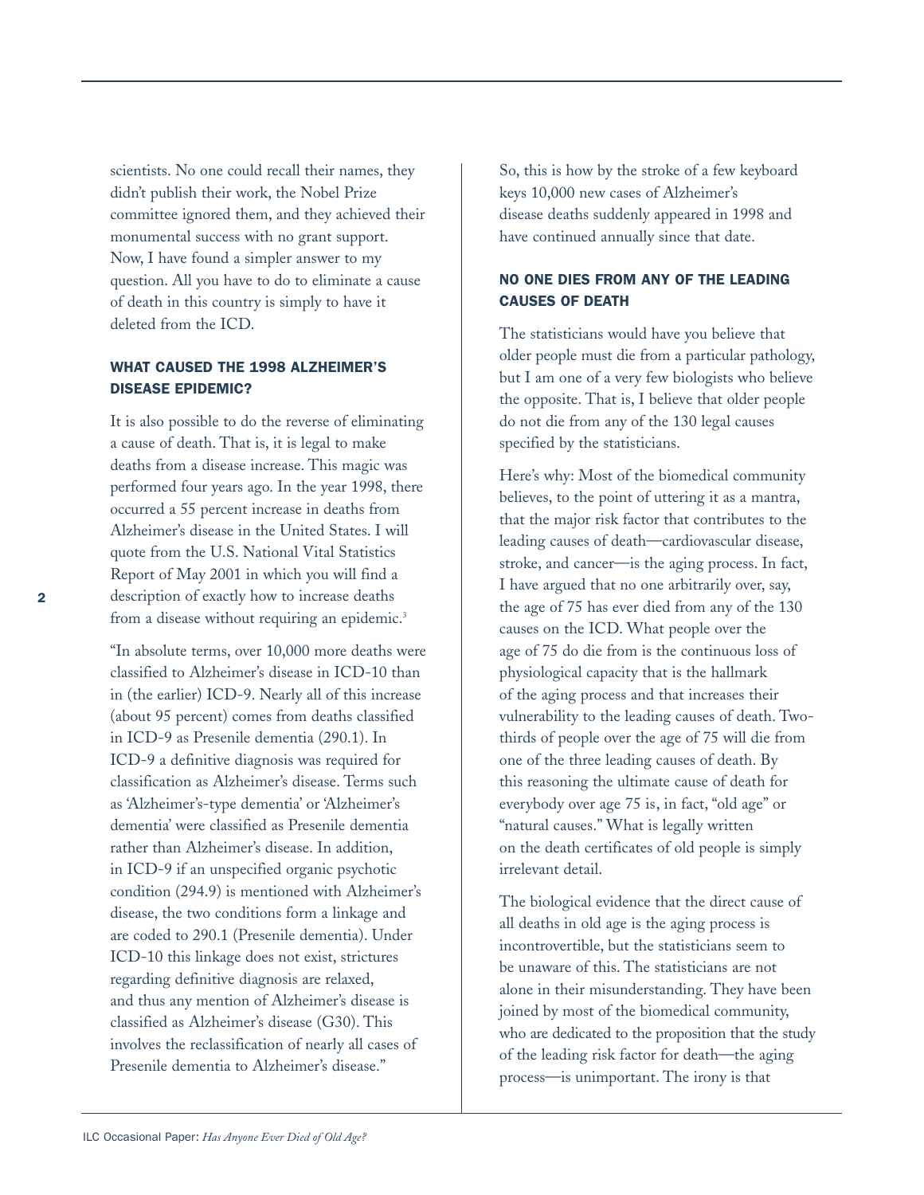scientists. No one could recall their names, they didn't publish their work, the Nobel Prize committee ignored them, and they achieved their monumental success with no grant support. Now, I have found a simpler answer to my question. All you have to do to eliminate a cause of death in this country is simply to have it deleted from the ICD.

## WHAT CAUSED THE 1998 ALZHEIMER'S DISEASE EPIDEMIC?

It is also possible to do the reverse of eliminating a cause of death. That is, it is legal to make deaths from a disease increase. This magic was performed four years ago. In the year 1998, there occurred a 55 percent increase in deaths from Alzheimer's disease in the United States. I will quote from the U.S. National Vital Statistics Report of May 2001 in which you will find a description of exactly how to increase deaths from a disease without requiring an epidemic.[3]

"In absolute terms, over 10,000 more deaths were classified to Alzheimer's disease in ICD-10 than in (the earlier) ICD-9. Nearly all of this increase (about 95 percent) comes from deaths classified in ICD-9 as Presenile dementia (290.1). In ICD-9 a definitive diagnosis was required for classification as Alzheimer's disease. Terms such as 'Alzheimer's-type dementia' or 'Alzheimer's dementia' were classified as Presenile dementia rather than Alzheimer's disease. In addition, in ICD-9 if an unspecified organic psychotic condition (294.9) is mentioned with Alzheimer's disease, the two conditions form a linkage and are coded to 290.1 (Presenile dementia). Under ICD-10 this linkage does not exist, strictures regarding definitive diagnosis are relaxed, and thus any mention of Alzheimer's disease is classified as Alzheimer's disease (G30). This involves the reclassification of nearly all cases of Presenile dementia to Alzheimer's disease."

So, this is how by the stroke of a few keyboard keys 10,000 new cases of Alzheimer's disease deaths suddenly appeared in 1998 and have continued annually since that date.

## NO ONE DIES FROM ANY OF THE LEADING CAUSES OF DEATH

The statisticians would have you believe that older people must die from a particular pathology, but I am one of a very few biologists who believe the opposite. That is, I believe that older people do not die from any of the 130 legal causes specified by the statisticians.

Here's why: Most of the biomedical community believes, to the point of uttering it as a mantra, that the major risk factor that contributes to the leading causes of death—cardiovascular disease, stroke, and cancer—is the aging process. In fact, I have argued that no one arbitrarily over, say, the age of 75 has ever died from any of the 130 causes on the ICD. What people over the age of 75 do die from is the continuous loss of physiological capacity that is the hallmark of the aging process and that increases their vulnerability to the leading causes of death. Two-thirds of people over the age of 75 will die from one of the three leading causes of death. By this reasoning the ultimate cause of death for everybody over age 75 is, in fact, "old age" or "natural causes." What is legally written on the death certificates of old people is simply irrelevant detail.

The biological evidence that the direct cause of all deaths in old age is the aging process is incontrovertible, but the statisticians seem to be unaware of this. The statisticians are not alone in their misunderstanding. They have been joined by most of the biomedical community, who are dedicated to the proposition that the study of the leading risk factor for death—the aging process—is unimportant. The irony is that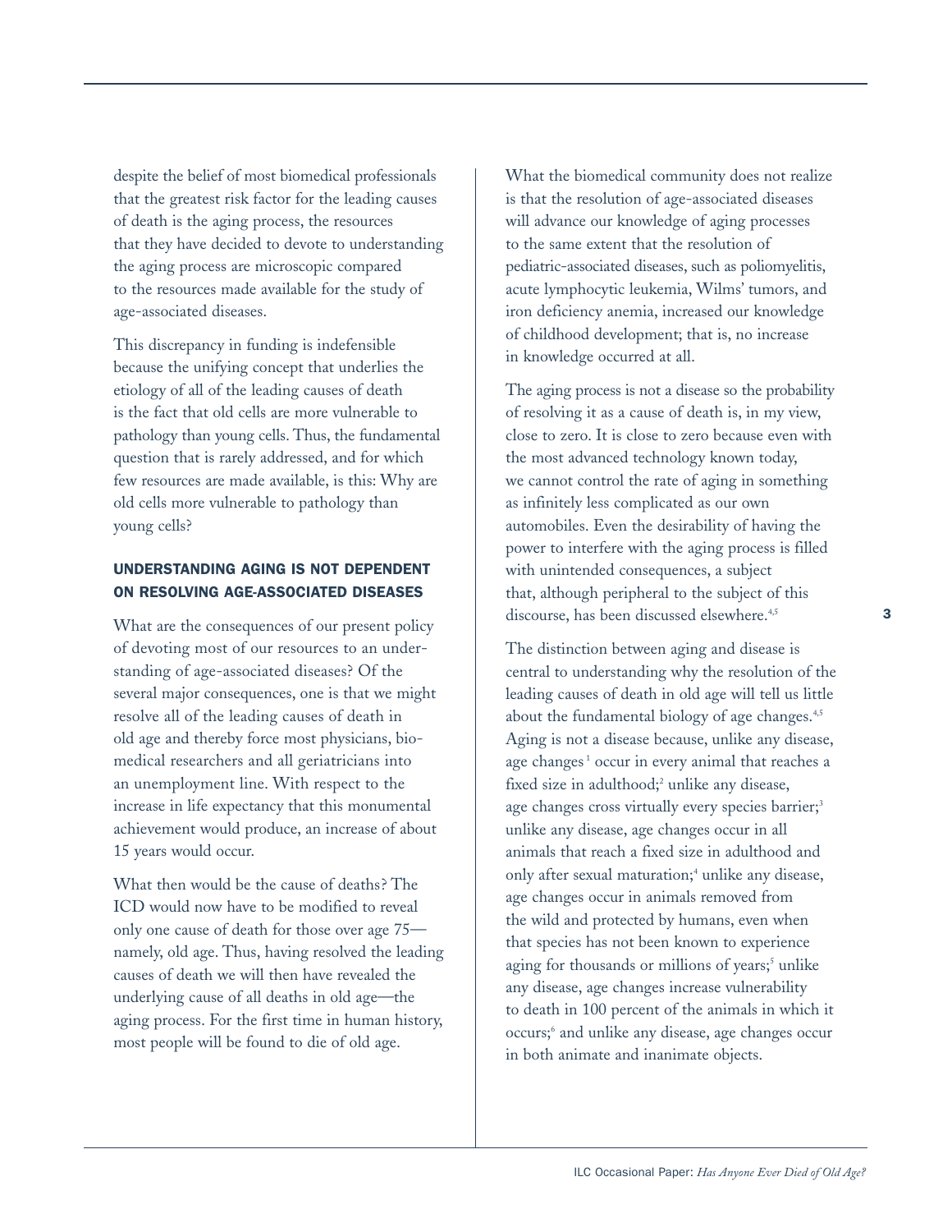despite the belief of most biomedical professionals that the greatest risk factor for the leading causes of death is the aging process, the resources that they have decided to devote to understanding the aging process are microscopic compared to the resources made available for the study of age-associated diseases.

This discrepancy in funding is indefensible because the unifying concept that underlies the etiology of all of the leading causes of death is the fact that old cells are more vulnerable to pathology than young cells. Thus, the fundamental question that is rarely addressed, and for which few resources are made available, is this: Why are old cells more vulnerable to pathology than young cells?

## UNDERSTANDING AGING IS NOT DEPENDENT ON RESOLVING AGE-ASSOCIATED DISEASES

What are the consequences of our present policy of devoting most of our resources to an understanding of age-associated diseases? Of the several major consequences, one is that we might resolve all of the leading causes of death in old age and thereby force most physicians, biomedical researchers and all geriatricians into an unemployment line. With respect to the increase in life expectancy that this monumental achievement would produce, an increase of about 15 years would occur.

What then would be the cause of deaths? The ICD would now have to be modified to reveal only one cause of death for those over age 75—namely, old age. Thus, having resolved the leading causes of death we will then have revealed the underlying cause of all deaths in old age—the aging process. For the first time in human history, most people will be found to die of old age.

What the biomedical community does not realize is that the resolution of age-associated diseases will advance our knowledge of aging processes to the same extent that the resolution of pediatric-associated diseases, such as poliomyelitis, acute lymphocytic leukemia, Wilms' tumors, and iron deficiency anemia, increased our knowledge of childhood development; that is, no increase in knowledge occurred at all.

The aging process is not a disease so the probability of resolving it as a cause of death is, in my view, close to zero. It is close to zero because even with the most advanced technology known today, we cannot control the rate of aging in something as infinitely less complicated as our own automobiles. Even the desirability of having the power to interfere with the aging process is filled with unintended consequences, a subject that, although peripheral to the subject of this discourse, has been discussed elsewhere.[4,5]

The distinction between aging and disease is central to understanding why the resolution of the leading causes of death in old age will tell us little about the fundamental biology of age changes.[4,5] Aging is not a disease because, unlike any disease, age changes[1] occur in every animal that reaches a fixed size in adulthood;[2] unlike any disease, age changes cross virtually every species barrier;[3] unlike any disease, age changes occur in all animals that reach a fixed size in adulthood and only after sexual maturation;[4] unlike any disease, age changes occur in animals removed from the wild and protected by humans, even when that species has not been known to experience aging for thousands or millions of years;[5] unlike any disease, age changes increase vulnerability to death in 100 percent of the animals in which it occurs;[6] and unlike any disease, age changes occur in both animate and inanimate objects.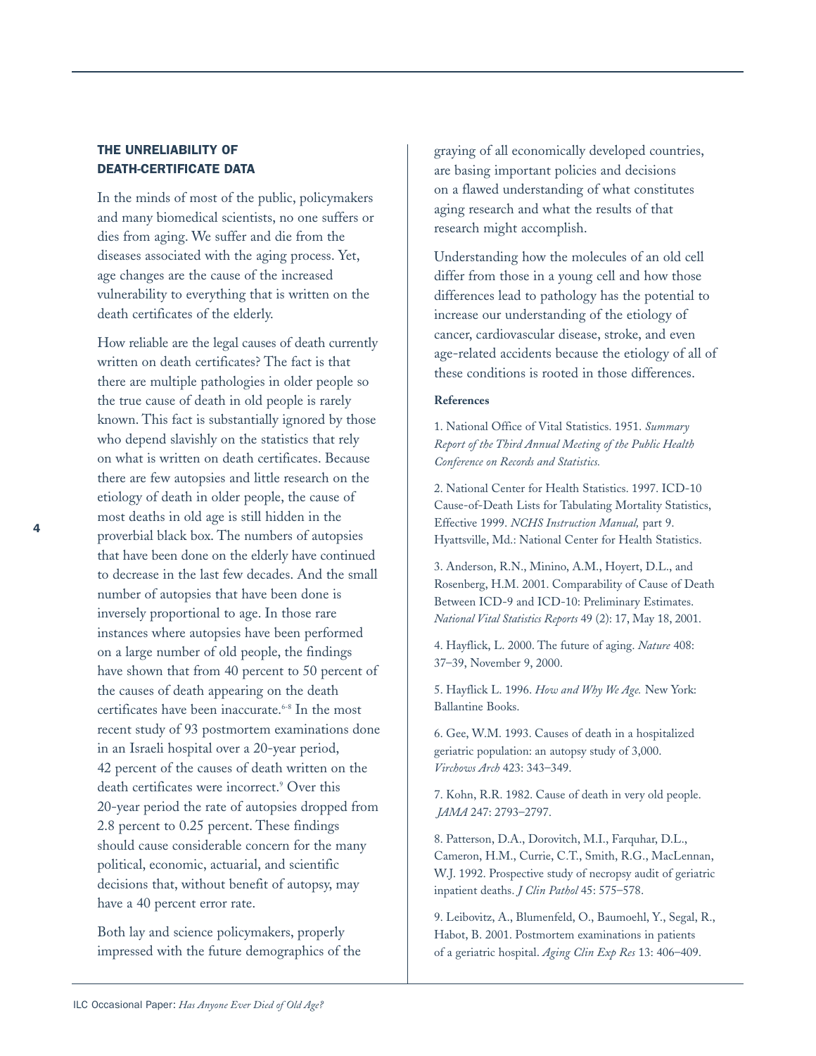### THE UNRELIABILITY OF DEATH-CERTIFICATE DATA

In the minds of most of the public, policymakers and many biomedical scientists, no one suffers or dies from aging. We suffer and die from the diseases associated with the aging process. Yet, age changes are the cause of the increased vulnerability to everything that is written on the death certificates of the elderly.

How reliable are the legal causes of death currently written on death certificates? The fact is that there are multiple pathologies in older people so the true cause of death in old people is rarely known. This fact is substantially ignored by those who depend slavishly on the statistics that rely on what is written on death certificates. Because there are few autopsies and little research on the etiology of death in older people, the cause of most deaths in old age is still hidden in the proverbial black box. The numbers of autopsies that have been done on the elderly have continued to decrease in the last few decades. And the small number of autopsies that have been done is inversely proportional to age. In those rare instances where autopsies have been performed on a large number of old people, the findings have shown that from 40 percent to 50 percent of the causes of death appearing on the death certificates have been inaccurate.[6-8] In the most recent study of 93 postmortem examinations done in an Israeli hospital over a 20-year period, 42 percent of the causes of death written on the death certificates were incorrect.[9] Over this 20-year period the rate of autopsies dropped from 2.8 percent to 0.25 percent. These findings should cause considerable concern for the many political, economic, actuarial, and scientific decisions that, without benefit of autopsy, may have a 40 percent error rate.

Both lay and science policymakers, properly impressed with the future demographics of the graying of all economically developed countries, are basing important policies and decisions on a flawed understanding of what constitutes aging research and what the results of that research might accomplish.

Understanding how the molecules of an old cell differ from those in a young cell and how those differences lead to pathology has the potential to increase our understanding of the etiology of cancer, cardiovascular disease, stroke, and even age-related accidents because the etiology of all of these conditions is rooted in those differences.

**References**

1. National Office of Vital Statistics. 1951. *Summary Report of the Third Annual Meeting of the Public Health Conference on Records and Statistics.*

2. National Center for Health Statistics. 1997. ICD-10 Cause-of-Death Lists for Tabulating Mortality Statistics, Effective 1999. *NCHS Instruction Manual,* part 9. Hyattsville, Md.: National Center for Health Statistics.

3. Anderson, R.N., Minino, A.M., Hoyert, D.L., and Rosenberg, H.M. 2001. Comparability of Cause of Death Between ICD-9 and ICD-10: Preliminary Estimates. *National Vital Statistics Reports* 49 (2): 17, May 18, 2001.

4. Hayflick, L. 2000. The future of aging. *Nature* 408: 37–39, November 9, 2000.

5. Hayflick L. 1996. *How and Why We Age.* New York: Ballantine Books.

6. Gee, W.M. 1993. Causes of death in a hospitalized geriatric population: an autopsy study of 3,000. *Virchows Arch* 423: 343–349.

7. Kohn, R.R. 1982. Cause of death in very old people. *JAMA* 247: 2793–2797.

8. Patterson, D.A., Dorovitch, M.I., Farquhar, D.L., Cameron, H.M., Currie, C.T., Smith, R.G., MacLennan, W.J. 1992. Prospective study of necropsy audit of geriatric inpatient deaths. *J Clin Pathol* 45: 575–578.

9. Leibovitz, A., Blumenfeld, O., Baumoehl, Y., Segal, R., Habot, B. 2001. Postmortem examinations in patients of a geriatric hospital. *Aging Clin Exp Res* 13: 406–409.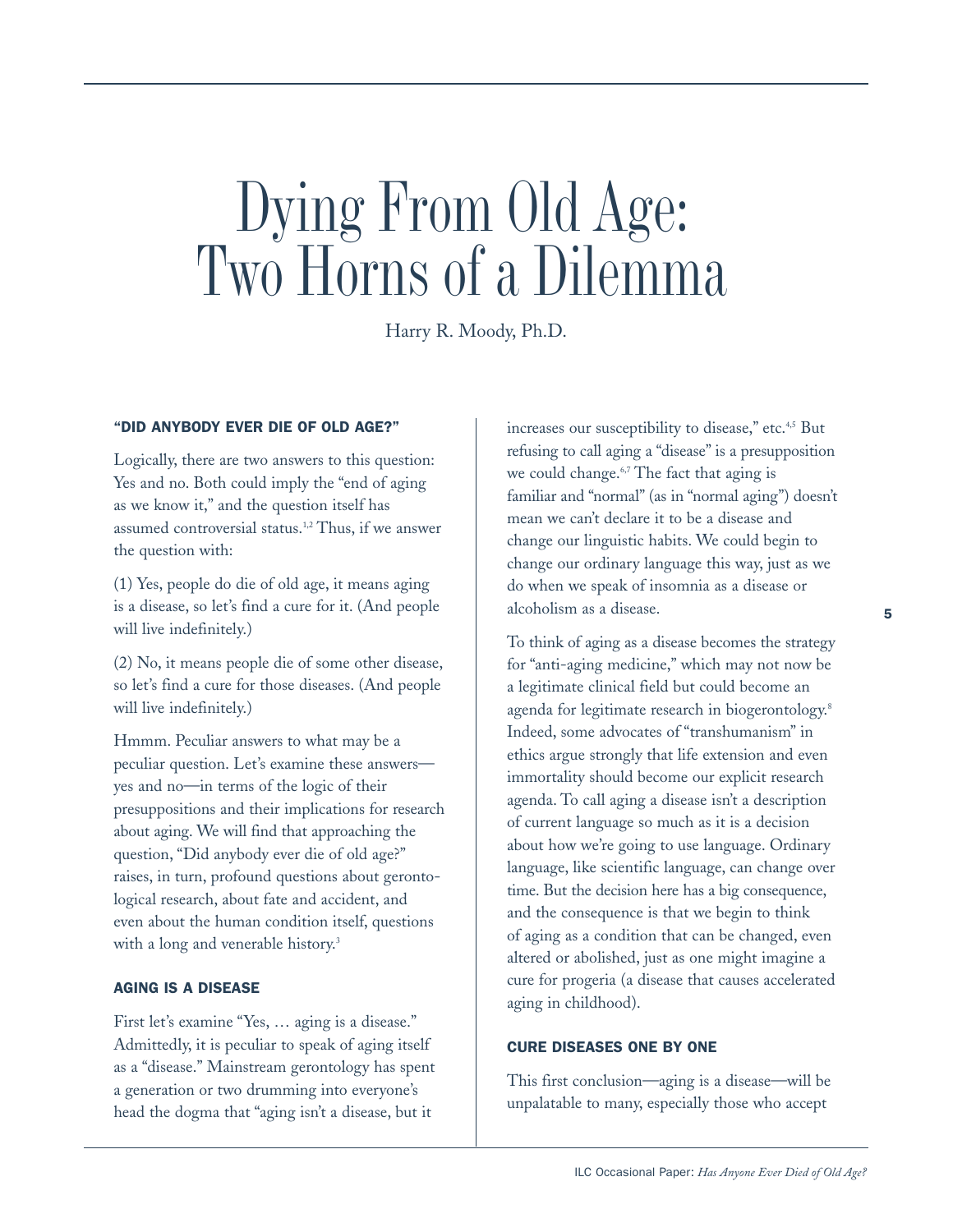# Dying From Old Age: Two Horns of a Dilemma

Harry R. Moody, Ph.D.

### "DID ANYBODY EVER DIE OF OLD AGE?"

Logically, there are two answers to this question: Yes and no. Both could imply the "end of aging as we know it," and the question itself has assumed controversial status.[1,2] Thus, if we answer the question with:

(1) Yes, people do die of old age, it means aging is a disease, so let's find a cure for it. (And people will live indefinitely.)

(2) No, it means people die of some other disease, so let's find a cure for those diseases. (And people will live indefinitely.)

Hmmm. Peculiar answers to what may be a peculiar question. Let's examine these answers—yes and no—in terms of the logic of their presuppositions and their implications for research about aging. We will find that approaching the question, "Did anybody ever die of old age?" raises, in turn, profound questions about gerontological research, about fate and accident, and even about the human condition itself, questions with a long and venerable history.[3]

### AGING IS A DISEASE

First let's examine "Yes, … aging is a disease." Admittedly, it is peculiar to speak of aging itself as a "disease." Mainstream gerontology has spent a generation or two drumming into everyone's head the dogma that "aging isn't a disease, but it increases our susceptibility to disease," etc.[4,5] But refusing to call aging a "disease" is a presupposition we could change.[6,7] The fact that aging is familiar and "normal" (as in "normal aging") doesn't mean we can't declare it to be a disease and change our linguistic habits. We could begin to change our ordinary language this way, just as we do when we speak of insomnia as a disease or alcoholism as a disease.

To think of aging as a disease becomes the strategy for "anti-aging medicine," which may not now be a legitimate clinical field but could become an agenda for legitimate research in biogerontology.[8] Indeed, some advocates of "transhumanism" in ethics argue strongly that life extension and even immortality should become our explicit research agenda. To call aging a disease isn't a description of current language so much as it is a decision about how we're going to use language. Ordinary language, like scientific language, can change over time. But the decision here has a big consequence, and the consequence is that we begin to think of aging as a condition that can be changed, even altered or abolished, just as one might imagine a cure for progeria (a disease that causes accelerated aging in childhood).

### CURE DISEASES ONE BY ONE

This first conclusion—aging is a disease—will be unpalatable to many, especially those who accept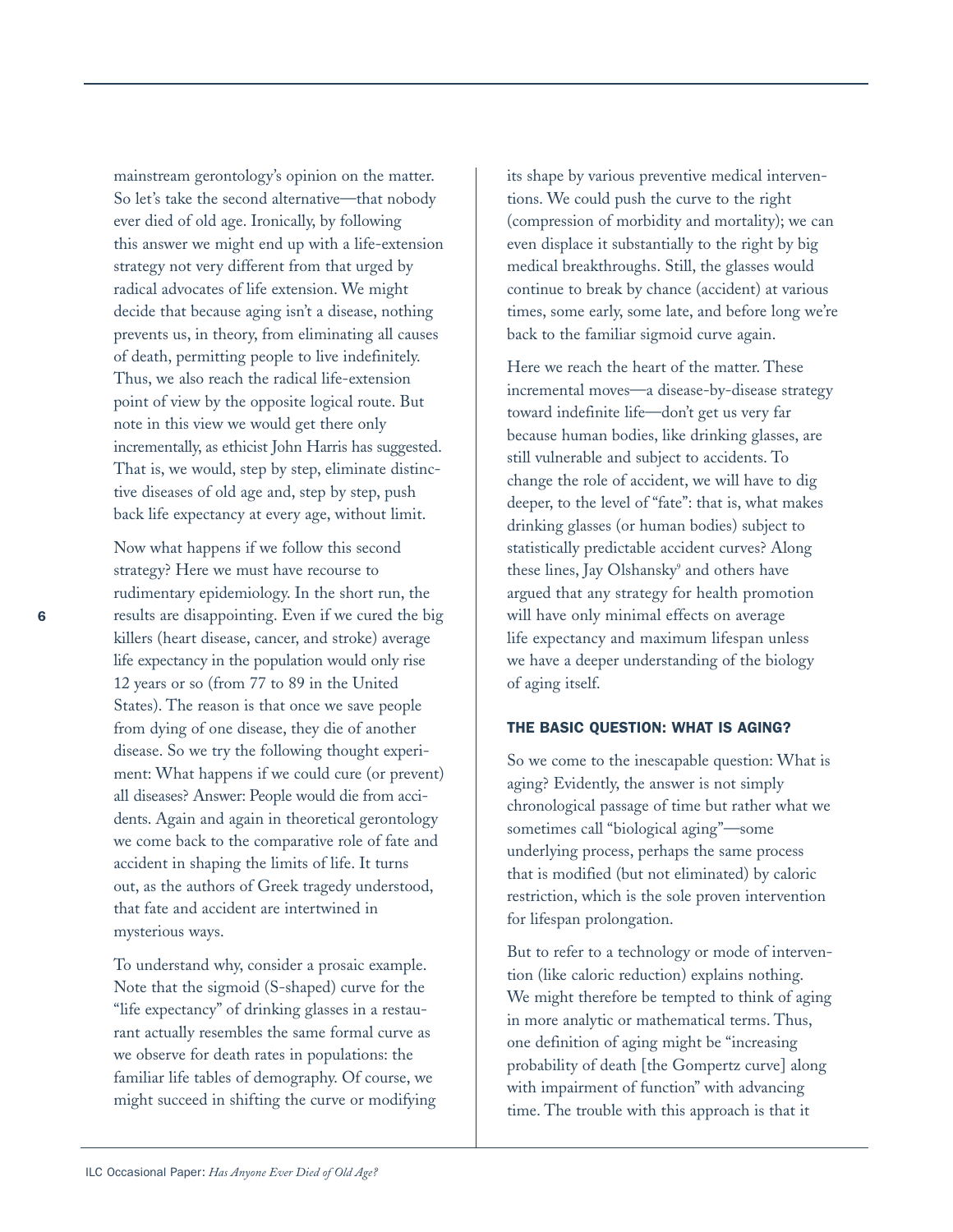mainstream gerontology's opinion on the matter. So let's take the second alternative—that nobody ever died of old age. Ironically, by following this answer we might end up with a life-extension strategy not very different from that urged by radical advocates of life extension. We might decide that because aging isn't a disease, nothing prevents us, in theory, from eliminating all causes of death, permitting people to live indefinitely. Thus, we also reach the radical life-extension point of view by the opposite logical route. But note in this view we would get there only incrementally, as ethicist John Harris has suggested. That is, we would, step by step, eliminate distinctive diseases of old age and, step by step, push back life expectancy at every age, without limit.

Now what happens if we follow this second strategy? Here we must have recourse to rudimentary epidemiology. In the short run, the results are disappointing. Even if we cured the big killers (heart disease, cancer, and stroke) average life expectancy in the population would only rise 12 years or so (from 77 to 89 in the United States). The reason is that once we save people from dying of one disease, they die of another disease. So we try the following thought experiment: What happens if we could cure (or prevent) all diseases? Answer: People would die from accidents. Again and again in theoretical gerontology we come back to the comparative role of fate and accident in shaping the limits of life. It turns out, as the authors of Greek tragedy understood, that fate and accident are intertwined in mysterious ways.

To understand why, consider a prosaic example. Note that the sigmoid (S-shaped) curve for the "life expectancy" of drinking glasses in a restaurant actually resembles the same formal curve as we observe for death rates in populations: the familiar life tables of demography. Of course, we might succeed in shifting the curve or modifying its shape by various preventive medical interventions. We could push the curve to the right (compression of morbidity and mortality); we can even displace it substantially to the right by big medical breakthroughs. Still, the glasses would continue to break by chance (accident) at various times, some early, some late, and before long we're back to the familiar sigmoid curve again.

Here we reach the heart of the matter. These incremental moves—a disease-by-disease strategy toward indefinite life—don't get us very far because human bodies, like drinking glasses, are still vulnerable and subject to accidents. To change the role of accident, we will have to dig deeper, to the level of "fate": that is, what makes drinking glasses (or human bodies) subject to statistically predictable accident curves? Along these lines, Jay Olshansky[9] and others have argued that any strategy for health promotion will have only minimal effects on average life expectancy and maximum lifespan unless we have a deeper understanding of the biology of aging itself.

## THE BASIC QUESTION: WHAT IS AGING?

So we come to the inescapable question: What is aging? Evidently, the answer is not simply chronological passage of time but rather what we sometimes call "biological aging"—some underlying process, perhaps the same process that is modified (but not eliminated) by caloric restriction, which is the sole proven intervention for lifespan prolongation.

But to refer to a technology or mode of intervention (like caloric reduction) explains nothing. We might therefore be tempted to think of aging in more analytic or mathematical terms. Thus, one definition of aging might be "increasing probability of death [the Gompertz curve] along with impairment of function" with advancing time. The trouble with this approach is that it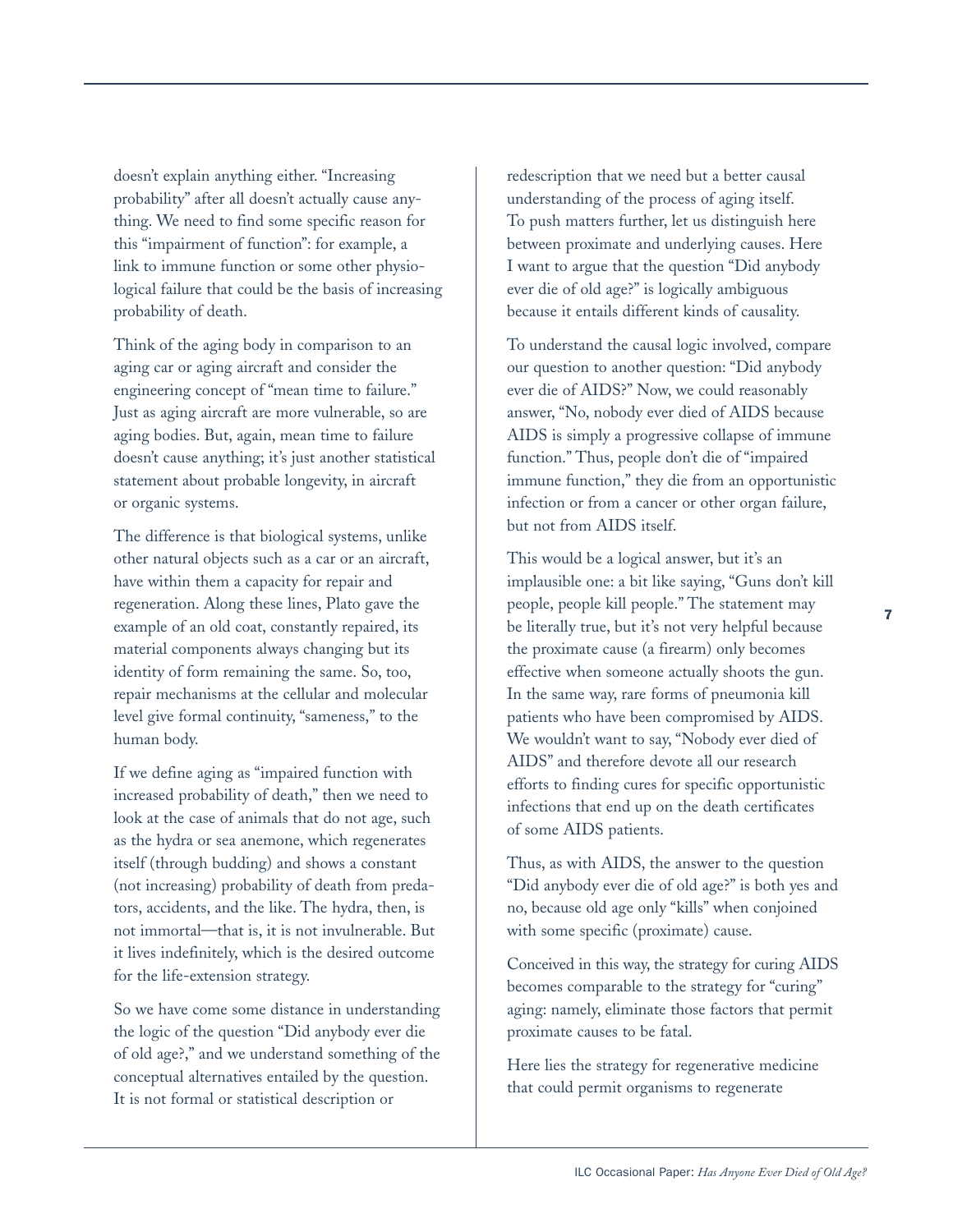doesn't explain anything either. "Increasing probability" after all doesn't actually cause anything. We need to find some specific reason for this "impairment of function": for example, a link to immune function or some other physiological failure that could be the basis of increasing probability of death.

Think of the aging body in comparison to an aging car or aging aircraft and consider the engineering concept of "mean time to failure." Just as aging aircraft are more vulnerable, so are aging bodies. But, again, mean time to failure doesn't cause anything; it's just another statistical statement about probable longevity, in aircraft or organic systems.

The difference is that biological systems, unlike other natural objects such as a car or an aircraft, have within them a capacity for repair and regeneration. Along these lines, Plato gave the example of an old coat, constantly repaired, its material components always changing but its identity of form remaining the same. So, too, repair mechanisms at the cellular and molecular level give formal continuity, "sameness," to the human body.

If we define aging as "impaired function with increased probability of death," then we need to look at the case of animals that do not age, such as the hydra or sea anemone, which regenerates itself (through budding) and shows a constant (not increasing) probability of death from predators, accidents, and the like. The hydra, then, is not immortal—that is, it is not invulnerable. But it lives indefinitely, which is the desired outcome for the life-extension strategy.

So we have come some distance in understanding the logic of the question "Did anybody ever die of old age?," and we understand something of the conceptual alternatives entailed by the question. It is not formal or statistical description or redescription that we need but a better causal understanding of the process of aging itself. To push matters further, let us distinguish here between proximate and underlying causes. Here I want to argue that the question "Did anybody ever die of old age?" is logically ambiguous because it entails different kinds of causality.

To understand the causal logic involved, compare our question to another question: "Did anybody ever die of AIDS?" Now, we could reasonably answer, "No, nobody ever died of AIDS because AIDS is simply a progressive collapse of immune function." Thus, people don't die of "impaired immune function," they die from an opportunistic infection or from a cancer or other organ failure, but not from AIDS itself.

This would be a logical answer, but it's an implausible one: a bit like saying, "Guns don't kill people, people kill people." The statement may be literally true, but it's not very helpful because the proximate cause (a firearm) only becomes effective when someone actually shoots the gun. In the same way, rare forms of pneumonia kill patients who have been compromised by AIDS. We wouldn't want to say, "Nobody ever died of AIDS" and therefore devote all our research efforts to finding cures for specific opportunistic infections that end up on the death certificates of some AIDS patients.

Thus, as with AIDS, the answer to the question "Did anybody ever die of old age?" is both yes and no, because old age only "kills" when conjoined with some specific (proximate) cause.

Conceived in this way, the strategy for curing AIDS becomes comparable to the strategy for "curing" aging: namely, eliminate those factors that permit proximate causes to be fatal.

Here lies the strategy for regenerative medicine that could permit organisms to regenerate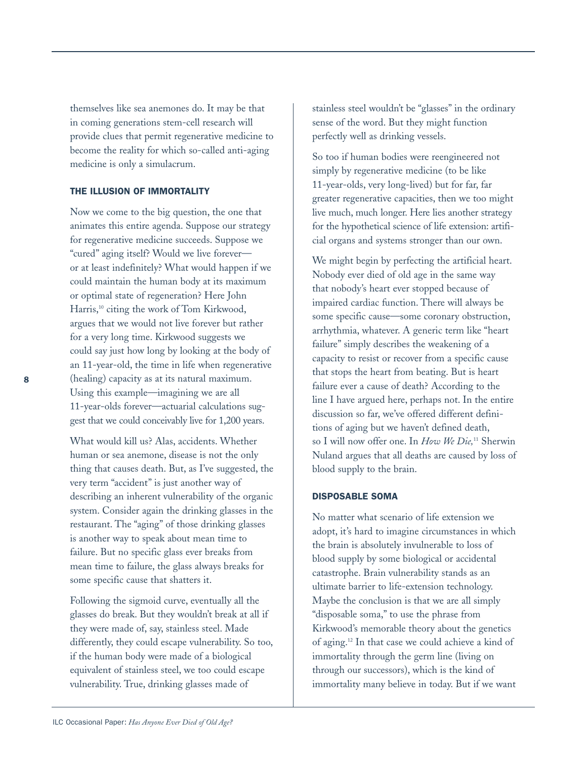themselves like sea anemones do. It may be that in coming generations stem-cell research will provide clues that permit regenerative medicine to become the reality for which so-called anti-aging medicine is only a simulacrum.

### THE ILLUSION OF IMMORTALITY

Now we come to the big question, the one that animates this entire agenda. Suppose our strategy for regenerative medicine succeeds. Suppose we "cured" aging itself? Would we live forever—or at least indefinitely? What would happen if we could maintain the human body at its maximum or optimal state of regeneration? Here John Harris,[10] citing the work of Tom Kirkwood, argues that we would not live forever but rather for a very long time. Kirkwood suggests we could say just how long by looking at the body of an 11-year-old, the time in life when regenerative (healing) capacity as at its natural maximum. Using this example—imagining we are all 11-year-olds forever—actuarial calculations suggest that we could conceivably live for 1,200 years.

What would kill us? Alas, accidents. Whether human or sea anemone, disease is not the only thing that causes death. But, as I've suggested, the very term "accident" is just another way of describing an inherent vulnerability of the organic system. Consider again the drinking glasses in the restaurant. The "aging" of those drinking glasses is another way to speak about mean time to failure. But no specific glass ever breaks from mean time to failure, the glass always breaks for some specific cause that shatters it.

Following the sigmoid curve, eventually all the glasses do break. But they wouldn't break at all if they were made of, say, stainless steel. Made differently, they could escape vulnerability. So too, if the human body were made of a biological equivalent of stainless steel, we too could escape vulnerability. True, drinking glasses made of stainless steel wouldn't be "glasses" in the ordinary sense of the word. But they might function perfectly well as drinking vessels.

So too if human bodies were reengineered not simply by regenerative medicine (to be like 11-year-olds, very long-lived) but for far, far greater regenerative capacities, then we too might live much, much longer. Here lies another strategy for the hypothetical science of life extension: artificial organs and systems stronger than our own.

We might begin by perfecting the artificial heart. Nobody ever died of old age in the same way that nobody's heart ever stopped because of impaired cardiac function. There will always be some specific cause—some coronary obstruction, arrhythmia, whatever. A generic term like "heart failure" simply describes the weakening of a capacity to resist or recover from a specific cause that stops the heart from beating. But is heart failure ever a cause of death? According to the line I have argued here, perhaps not. In the entire discussion so far, we've offered different definitions of aging but we haven't defined death, so I will now offer one. In *How We Die,*[11] Sherwin Nuland argues that all deaths are caused by loss of blood supply to the brain.

### DISPOSABLE SOMA

No matter what scenario of life extension we adopt, it's hard to imagine circumstances in which the brain is absolutely invulnerable to loss of blood supply by some biological or accidental catastrophe. Brain vulnerability stands as an ultimate barrier to life-extension technology. Maybe the conclusion is that we are all simply "disposable soma," to use the phrase from Kirkwood's memorable theory about the genetics of aging.[12] In that case we could achieve a kind of immortality through the germ line (living on through our successors), which is the kind of immortality many believe in today. But if we want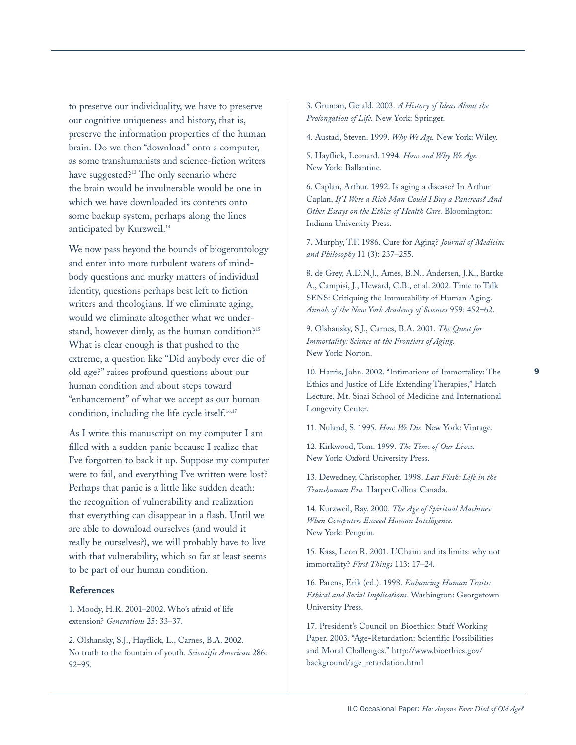to preserve our individuality, we have to preserve our cognitive uniqueness and history, that is, preserve the information properties of the human brain. Do we then "download" onto a computer, as some transhumanists and science-fiction writers have suggested?[13] The only scenario where the brain would be invulnerable would be one in which we have downloaded its contents onto some backup system, perhaps along the lines anticipated by Kurzweil.[14]

We now pass beyond the bounds of biogerontology and enter into more turbulent waters of mind-body questions and murky matters of individual identity, questions perhaps best left to fiction writers and theologians. If we eliminate aging, would we eliminate altogether what we understand, however dimly, as the human condition?[15] What is clear enough is that pushed to the extreme, a question like "Did anybody ever die of old age?" raises profound questions about our human condition and about steps toward "enhancement" of what we accept as our human condition, including the life cycle itself.[16,17]

As I write this manuscript on my computer I am filled with a sudden panic because I realize that I've forgotten to back it up. Suppose my computer were to fail, and everything I've written were lost? Perhaps that panic is a little like sudden death: the recognition of vulnerability and realization that everything can disappear in a flash. Until we are able to download ourselves (and would it really be ourselves?), we will probably have to live with that vulnerability, which so far at least seems to be part of our human condition.

### References

1. Moody, H.R. 2001–2002. Who's afraid of life extension? *Generations* 25: 33–37.

2. Olshansky, S.J., Hayflick, L., Carnes, B.A. 2002. No truth to the fountain of youth. *Scientific American* 286: 92–95.

3. Gruman, Gerald. 2003. *A History of Ideas About the Prolongation of Life.* New York: Springer.

4. Austad, Steven. 1999. *Why We Age.* New York: Wiley.

5. Hayflick, Leonard. 1994. *How and Why We Age.* New York: Ballantine.

6. Caplan, Arthur. 1992. Is aging a disease? In Arthur Caplan, *If I Were a Rich Man Could I Buy a Pancreas? And Other Essays on the Ethics of Health Care.* Bloomington: Indiana University Press.

7. Murphy, T.F. 1986. Cure for Aging? *Journal of Medicine and Philosophy* 11 (3): 237–255.

8. de Grey, A.D.N.J., Ames, B.N., Andersen, J.K., Bartke, A., Campisi, J., Heward, C.B., et al. 2002. Time to Talk SENS: Critiquing the Immutability of Human Aging. *Annals of the New York Academy of Sciences* 959: 452–62.

9. Olshansky, S.J., Carnes, B.A. 2001. *The Quest for Immortality: Science at the Frontiers of Aging.* New York: Norton.

10. Harris, John. 2002. "Intimations of Immortality: The Ethics and Justice of Life Extending Therapies," Hatch Lecture. Mt. Sinai School of Medicine and International Longevity Center.

11. Nuland, S. 1995. *How We Die.* New York: Vintage.

12. Kirkwood, Tom. 1999. *The Time of Our Lives.* New York: Oxford University Press.

13. Dewedney, Christopher. 1998. *Last Flesh: Life in the Transhuman Era.* HarperCollins-Canada.

14. Kurzweil, Ray. 2000. *The Age of Spiritual Machines: When Computers Exceed Human Intelligence.* New York: Penguin.

15. Kass, Leon R. 2001. L'Chaim and its limits: why not immortality? *First Things* 113: 17–24.

16. Parens, Erik (ed.). 1998. *Enhancing Human Traits: Ethical and Social Implications.* Washington: Georgetown University Press.

17. President's Council on Bioethics: Staff Working Paper. 2003. "Age-Retardation: Scientific Possibilities and Moral Challenges." http://www.bioethics.gov/background/age_retardation.html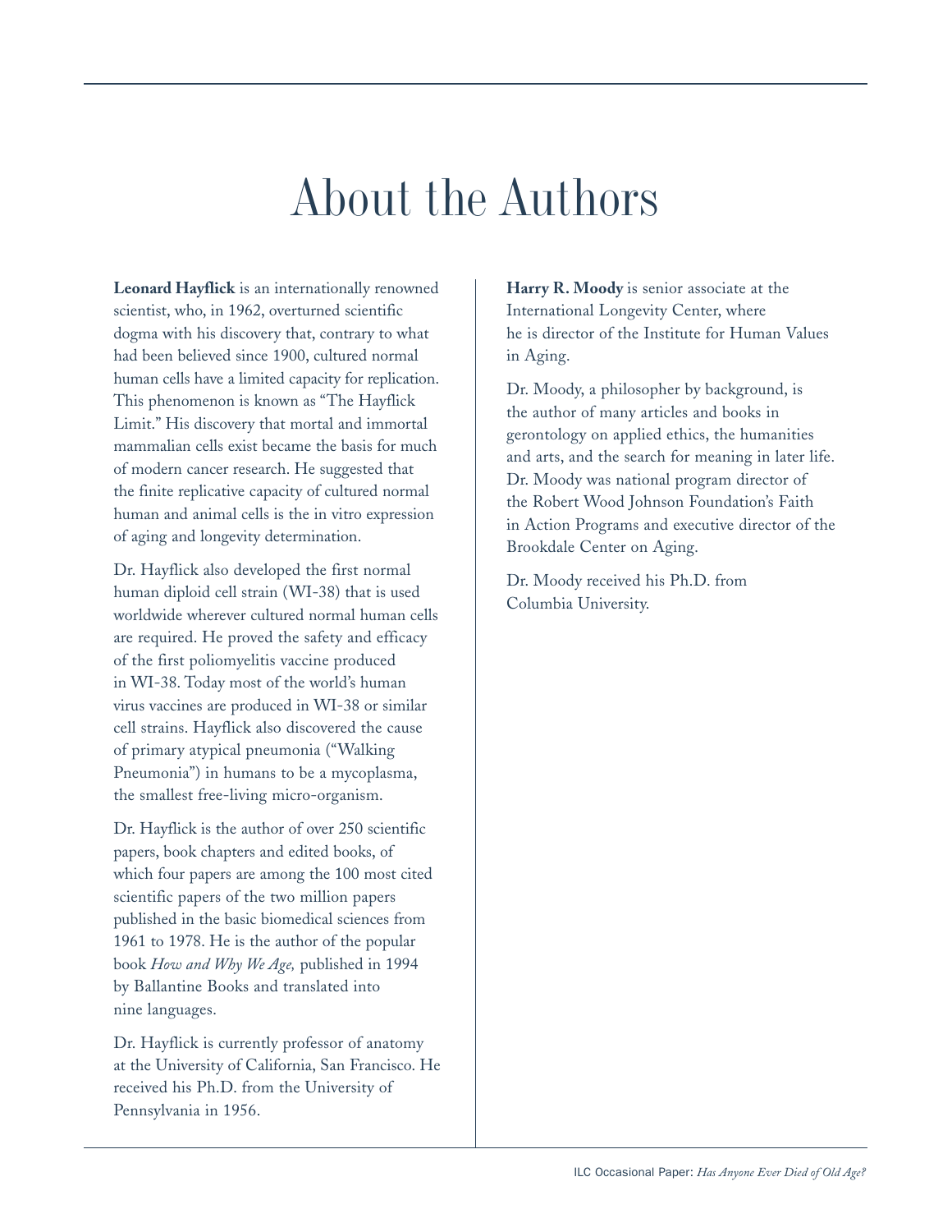# About the Authors

**Leonard Hayflick** is an internationally renowned scientist, who, in 1962, overturned scientific dogma with his discovery that, contrary to what had been believed since 1900, cultured normal human cells have a limited capacity for replication. This phenomenon is known as "The Hayflick Limit." His discovery that mortal and immortal mammalian cells exist became the basis for much of modern cancer research. He suggested that the finite replicative capacity of cultured normal human and animal cells is the in vitro expression of aging and longevity determination.

Dr. Hayflick also developed the first normal human diploid cell strain (WI-38) that is used worldwide wherever cultured normal human cells are required. He proved the safety and efficacy of the first poliomyelitis vaccine produced in WI-38. Today most of the world's human virus vaccines are produced in WI-38 or similar cell strains. Hayflick also discovered the cause of primary atypical pneumonia ("Walking Pneumonia") in humans to be a mycoplasma, the smallest free-living micro-organism.

Dr. Hayflick is the author of over 250 scientific papers, book chapters and edited books, of which four papers are among the 100 most cited scientific papers of the two million papers published in the basic biomedical sciences from 1961 to 1978. He is the author of the popular book *How and Why We Age,* published in 1994 by Ballantine Books and translated into nine languages.

Dr. Hayflick is currently professor of anatomy at the University of California, San Francisco. He received his Ph.D. from the University of Pennsylvania in 1956.

**Harry R. Moody** is senior associate at the International Longevity Center, where he is director of the Institute for Human Values in Aging.

Dr. Moody, a philosopher by background, is the author of many articles and books in gerontology on applied ethics, the humanities and arts, and the search for meaning in later life. Dr. Moody was national program director of the Robert Wood Johnson Foundation's Faith in Action Programs and executive director of the Brookdale Center on Aging.

Dr. Moody received his Ph.D. from Columbia University.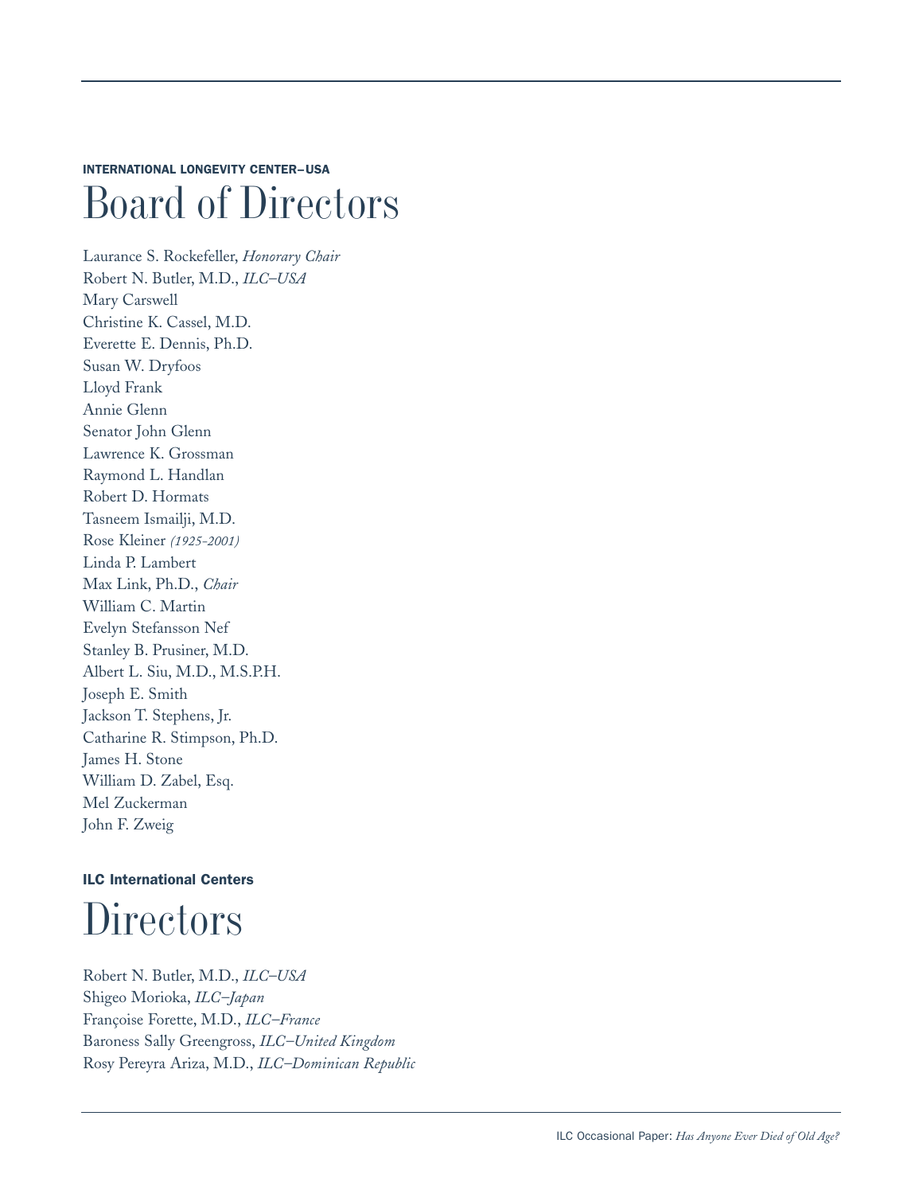**INTERNATIONAL LONGEVITY CENTER–USA**

# Board of Directors

Laurance S. Rockefeller, *Honorary Chair*
Robert N. Butler, M.D., *ILC–USA*
Mary Carswell
Christine K. Cassel, M.D.
Everette E. Dennis, Ph.D.
Susan W. Dryfoos
Lloyd Frank
Annie Glenn
Senator John Glenn
Lawrence K. Grossman
Raymond L. Handlan
Robert D. Hormats
Tasneem Ismailji, M.D.
Rose Kleiner *(1925-2001)*
Linda P. Lambert
Max Link, Ph.D., *Chair*
William C. Martin
Evelyn Stefansson Nef
Stanley B. Prusiner, M.D.
Albert L. Siu, M.D., M.S.P.H.
Joseph E. Smith
Jackson T. Stephens, Jr.
Catharine R. Stimpson, Ph.D.
James H. Stone
William D. Zabel, Esq.
Mel Zuckerman
John F. Zweig

**ILC International Centers**

# Directors

Robert N. Butler, M.D., *ILC–USA*
Shigeo Morioka, *ILC–Japan*
Françoise Forette, M.D., *ILC–France*
Baroness Sally Greengross, *ILC–United Kingdom*
Rosy Pereyra Ariza, M.D., *ILC–Dominican Republic*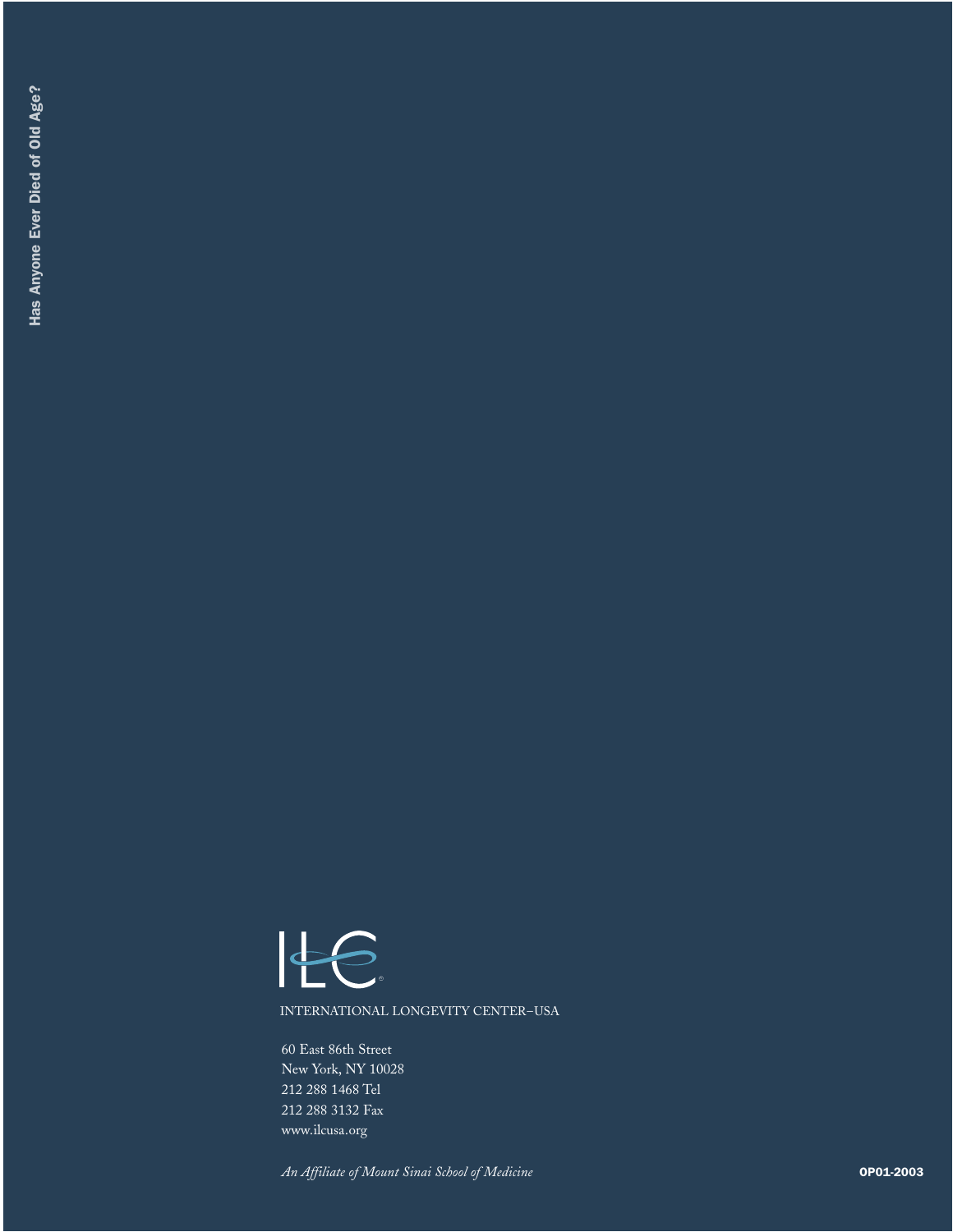Has Anyone Ever Died of Old Age?

ILC

INTERNATIONAL LONGEVITY CENTER–USA

60 East 86th Street
New York, NY 10028
212 288 1468 Tel
212 288 3132 Fax
www.ilcusa.org

*An Affiliate of Mount Sinai School of Medicine*

**OP01-2003**